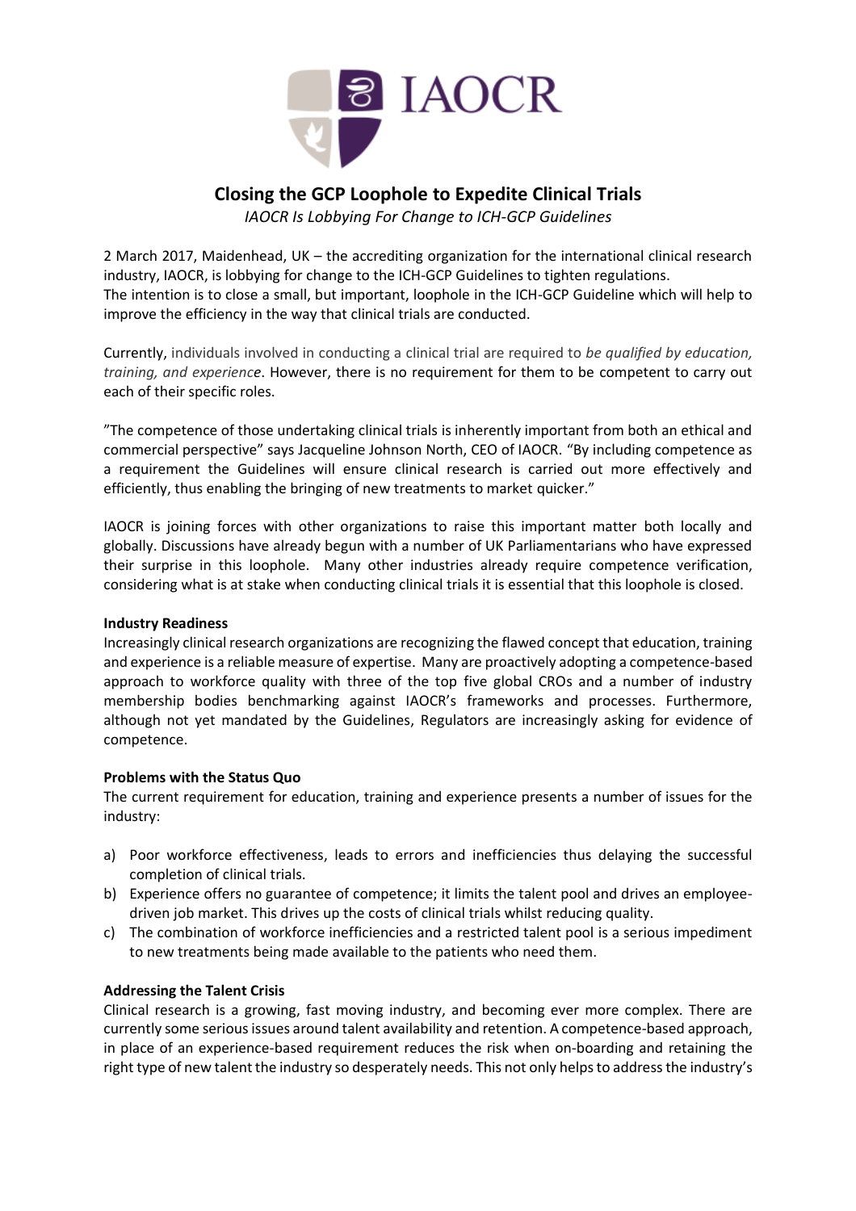IAOCR

## Closing the GCP Loophole to Expedite Clinical Trials

*IAOCR Is Lobbying For Change to ICH-GCP Guidelines*

2 March 2017, Maidenhead, UK – the accrediting organization for the international clinical research industry, IAOCR, is lobbying for change to the ICH-GCP Guidelines to tighten regulations.
The intention is to close a small, but important, loophole in the ICH-GCP Guideline which will help to improve the efficiency in the way that clinical trials are conducted.

Currently, individuals involved in conducting a clinical trial are required to *be qualified by education, training, and experience*. However, there is no requirement for them to be competent to carry out each of their specific roles.

"The competence of those undertaking clinical trials is inherently important from both an ethical and commercial perspective" says Jacqueline Johnson North, CEO of IAOCR. "By including competence as a requirement the Guidelines will ensure clinical research is carried out more effectively and efficiently, thus enabling the bringing of new treatments to market quicker."

IAOCR is joining forces with other organizations to raise this important matter both locally and globally. Discussions have already begun with a number of UK Parliamentarians who have expressed their surprise in this loophole. Many other industries already require competence verification, considering what is at stake when conducting clinical trials it is essential that this loophole is closed.

**Industry Readiness**

Increasingly clinical research organizations are recognizing the flawed concept that education, training and experience is a reliable measure of expertise. Many are proactively adopting a competence-based approach to workforce quality with three of the top five global CROs and a number of industry membership bodies benchmarking against IAOCR's frameworks and processes. Furthermore, although not yet mandated by the Guidelines, Regulators are increasingly asking for evidence of competence.

**Problems with the Status Quo**

The current requirement for education, training and experience presents a number of issues for the industry:

a) Poor workforce effectiveness, leads to errors and inefficiencies thus delaying the successful completion of clinical trials.
b) Experience offers no guarantee of competence; it limits the talent pool and drives an employee-driven job market. This drives up the costs of clinical trials whilst reducing quality.
c) The combination of workforce inefficiencies and a restricted talent pool is a serious impediment to new treatments being made available to the patients who need them.

**Addressing the Talent Crisis**

Clinical research is a growing, fast moving industry, and becoming ever more complex. There are currently some serious issues around talent availability and retention. A competence-based approach, in place of an experience-based requirement reduces the risk when on-boarding and retaining the right type of new talent the industry so desperately needs. This not only helps to address the industry's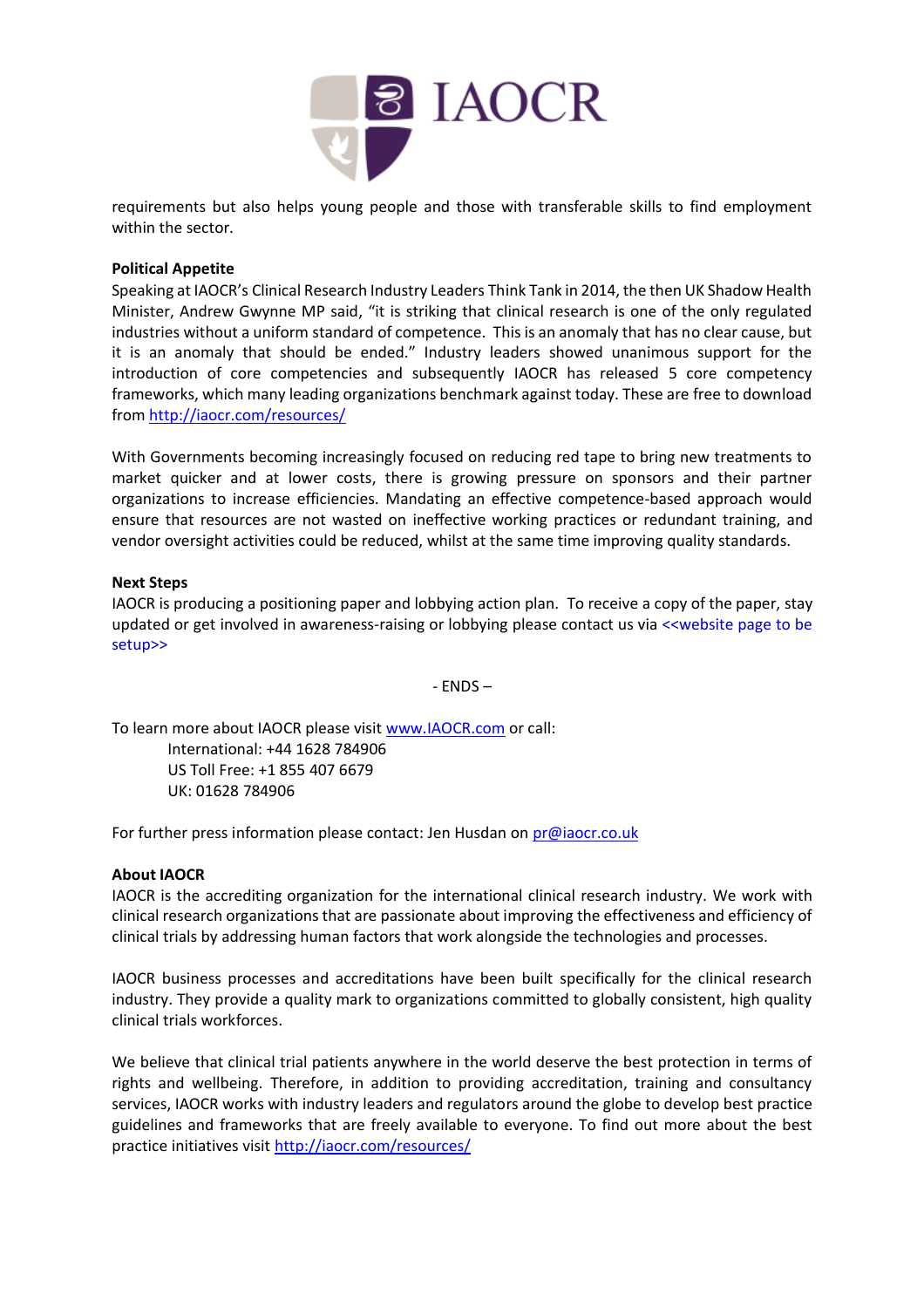requirements but also helps young people and those with transferable skills to find employment within the sector.

**Political Appetite**

Speaking at IAOCR's Clinical Research Industry Leaders Think Tank in 2014, the then UK Shadow Health Minister, Andrew Gwynne MP said, "it is striking that clinical research is one of the only regulated industries without a uniform standard of competence. This is an anomaly that has no clear cause, but it is an anomaly that should be ended." Industry leaders showed unanimous support for the introduction of core competencies and subsequently IAOCR has released 5 core competency frameworks, which many leading organizations benchmark against today. These are free to download from http://iaocr.com/resources/

With Governments becoming increasingly focused on reducing red tape to bring new treatments to market quicker and at lower costs, there is growing pressure on sponsors and their partner organizations to increase efficiencies. Mandating an effective competence-based approach would ensure that resources are not wasted on ineffective working practices or redundant training, and vendor oversight activities could be reduced, whilst at the same time improving quality standards.

**Next Steps**

IAOCR is producing a positioning paper and lobbying action plan. To receive a copy of the paper, stay updated or get involved in awareness-raising or lobbying please contact us via <<website page to be setup>>

- ENDS –

To learn more about IAOCR please visit www.IAOCR.com or call:

International: +44 1628 784906
US Toll Free: +1 855 407 6679
UK: 01628 784906

For further press information please contact: Jen Husdan on pr@iaocr.co.uk

**About IAOCR**

IAOCR is the accrediting organization for the international clinical research industry. We work with clinical research organizations that are passionate about improving the effectiveness and efficiency of clinical trials by addressing human factors that work alongside the technologies and processes.

IAOCR business processes and accreditations have been built specifically for the clinical research industry. They provide a quality mark to organizations committed to globally consistent, high quality clinical trials workforces.

We believe that clinical trial patients anywhere in the world deserve the best protection in terms of rights and wellbeing. Therefore, in addition to providing accreditation, training and consultancy services, IAOCR works with industry leaders and regulators around the globe to develop best practice guidelines and frameworks that are freely available to everyone. To find out more about the best practice initiatives visit http://iaocr.com/resources/